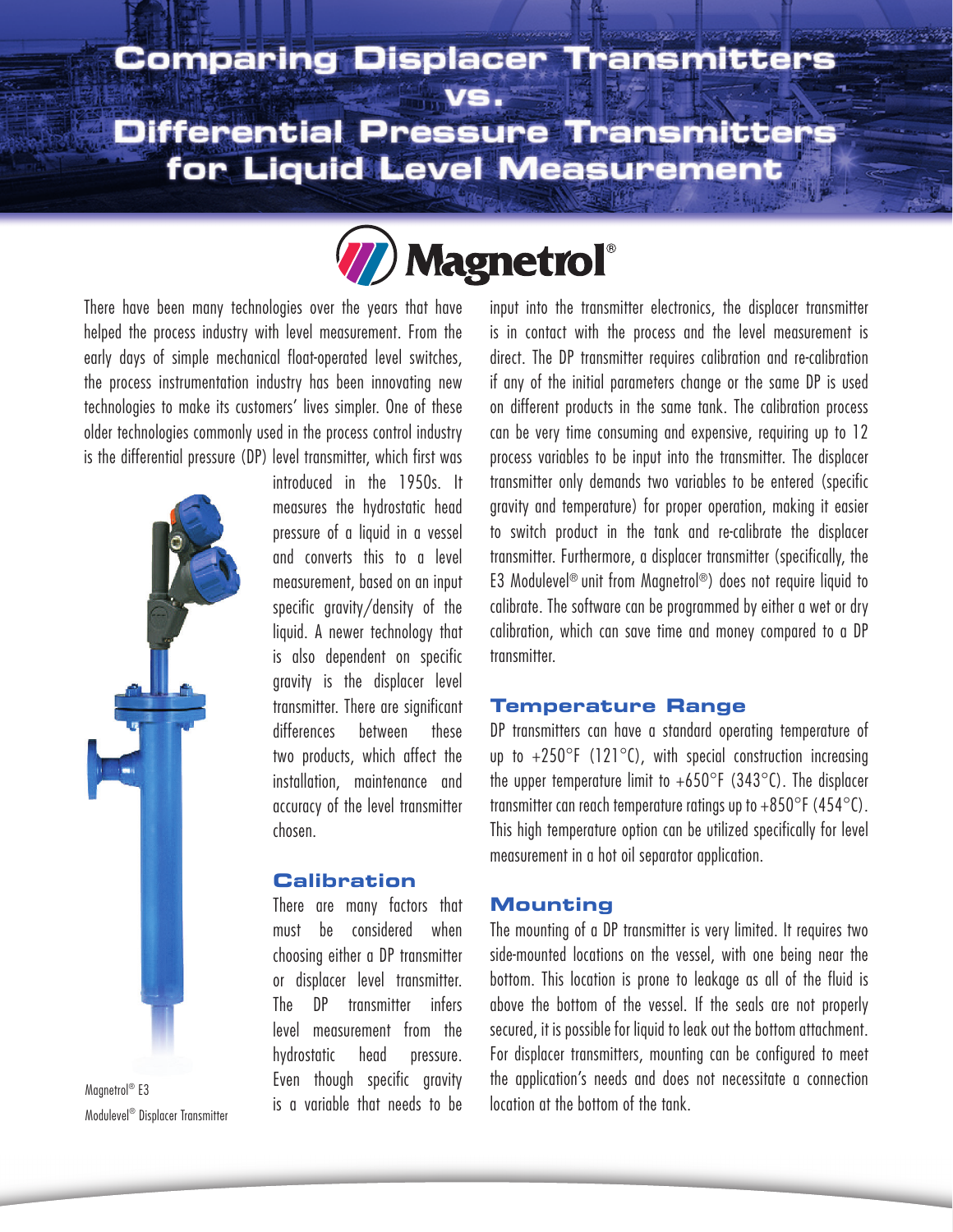# Comparing Displacer Transmitters vs. Differential Pressure Transmitters for Liquid Level Measurement

Magnetrol®

There have been many technologies over the years that have helped the process industry with level measurement. From the early days of simple mechanical float-operated level switches, the process instrumentation industry has been innovating new technologies to make its customers' lives simpler. One of these older technologies commonly used in the process control industry is the differential pressure (DP) level transmitter, which first was introduced in the 1950s. It measures the hydrostatic head pressure of a liquid in a vessel and converts this to a level measurement, based on an input specific gravity/density of the liquid. A newer technology that is also dependent on specific gravity is the displacer level transmitter. There are significant differences between these two products, which affect the installation, maintenance and accuracy of the level transmitter chosen.

Magnetrol® E3 Modulevel® Displacer Transmitter

## Calibration

There are many factors that must be considered when choosing either a DP transmitter or displacer level transmitter. The DP transmitter infers level measurement from the hydrostatic head pressure. Even though specific gravity is a variable that needs to be input into the transmitter electronics, the displacer transmitter is in contact with the process and the level measurement is direct. The DP transmitter requires calibration and re-calibration if any of the initial parameters change or the same DP is used on different products in the same tank. The calibration process can be very time consuming and expensive, requiring up to 12 process variables to be input into the transmitter. The displacer transmitter only demands two variables to be entered (specific gravity and temperature) for proper operation, making it easier to switch product in the tank and re-calibrate the displacer transmitter. Furthermore, a displacer transmitter (specifically, the E3 Modulevel® unit from Magnetrol®) does not require liquid to calibrate. The software can be programmed by either a wet or dry calibration, which can save time and money compared to a DP transmitter.

## Temperature Range

DP transmitters can have a standard operating temperature of up to +250°F (121°C), with special construction increasing the upper temperature limit to +650°F (343°C). The displacer transmitter can reach temperature ratings up to +850°F (454°C). This high temperature option can be utilized specifically for level measurement in a hot oil separator application.

## Mounting

The mounting of a DP transmitter is very limited. It requires two side-mounted locations on the vessel, with one being near the bottom. This location is prone to leakage as all of the fluid is above the bottom of the vessel. If the seals are not properly secured, it is possible for liquid to leak out the bottom attachment. For displacer transmitters, mounting can be configured to meet the application's needs and does not necessitate a connection location at the bottom of the tank.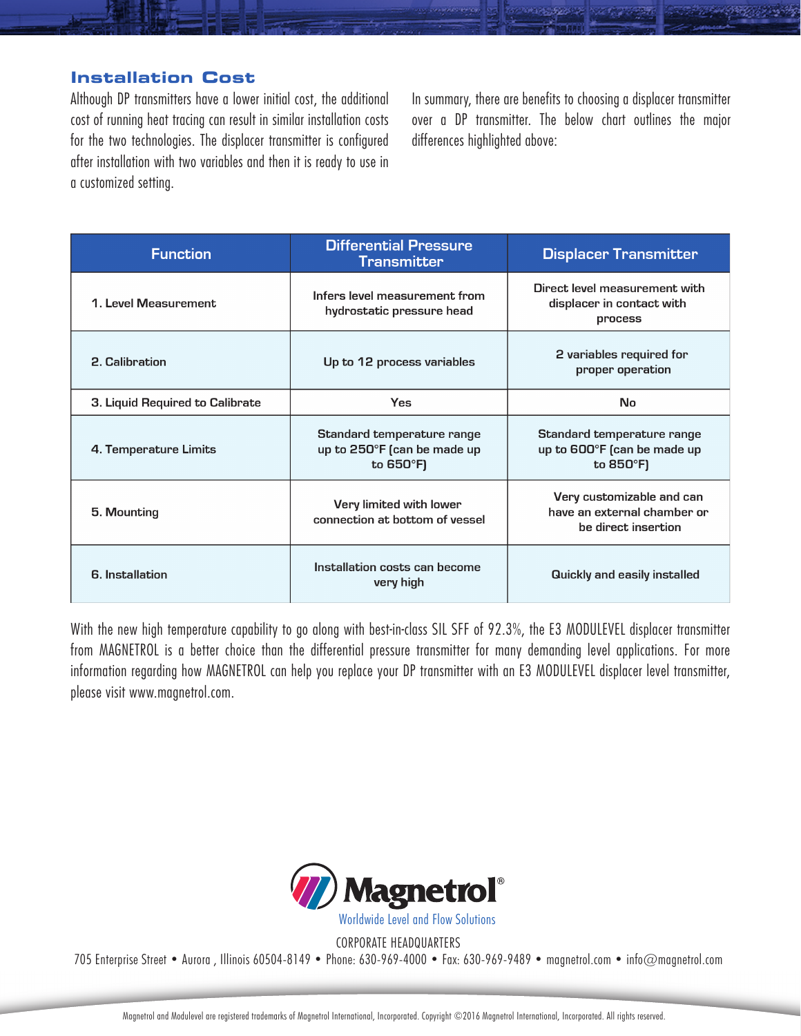## Installation Cost

Although DP transmitters have a lower initial cost, the additional cost of running heat tracing can result in similar installation costs for the two technologies. The displacer transmitter is configured after installation with two variables and then it is ready to use in a customized setting.

In summary, there are benefits to choosing a displacer transmitter over a DP transmitter. The below chart outlines the major differences highlighted above:

| Function | Differential Pressure Transmitter | Displacer Transmitter |
|---|---|---|
| 1. Level Measurement | Infers level measurement from hydrostatic pressure head | Direct level measurement with displacer in contact with process |
| 2. Calibration | Up to 12 process variables | 2 variables required for proper operation |
| 3. Liquid Required to Calibrate | Yes | No |
| 4. Temperature Limits | Standard temperature range up to 250°F (can be made up to 650°F) | Standard temperature range up to 600°F (can be made up to 850°F) |
| 5. Mounting | Very limited with lower connection at bottom of vessel | Very customizable and can have an external chamber or be direct insertion |
| 6. Installation | Installation costs can become very high | Quickly and easily installed |

With the new high temperature capability to go along with best-in-class SIL SFF of 92.3%, the E3 MODULEVEL displacer transmitter from MAGNETROL is a better choice than the differential pressure transmitter for many demanding level applications. For more information regarding how MAGNETROL can help you replace your DP transmitter with an E3 MODULEVEL displacer level transmitter, please visit www.magnetrol.com.

Magnetrol®

Worldwide Level and Flow Solutions

CORPORATE HEADQUARTERS

705 Enterprise Street • Aurora , Illinois 60504-8149 • Phone: 630-969-4000 • Fax: 630-969-9489 • magnetrol.com • info@magnetrol.com

Magnetrol and Modulevel are registered trademarks of Magnetrol International, Incorporated. Copyright ©2016 Magnetrol International, Incorporated. All rights reserved.